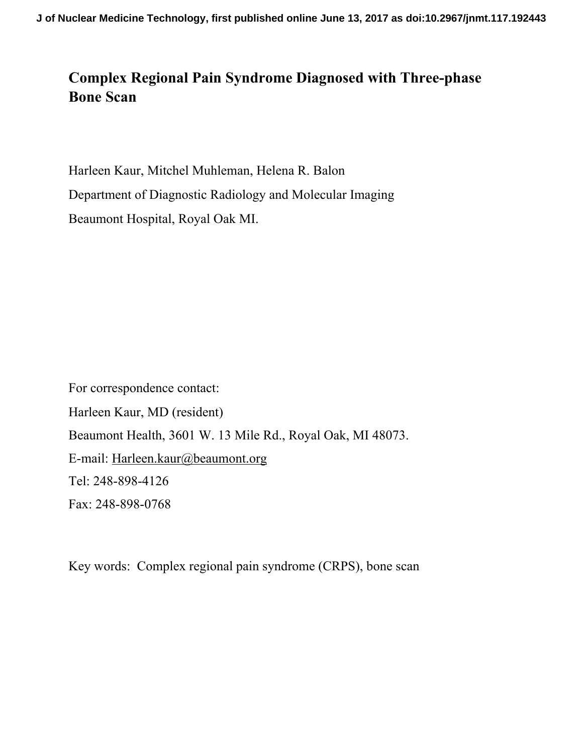# Complex Regional Pain Syndrome Diagnosed with Three-phase Bone Scan

Harleen Kaur, Mitchel Muhleman, Helena R. Balon

Department of Diagnostic Radiology and Molecular Imaging

Beaumont Hospital, Royal Oak MI.

For correspondence contact:

Harleen Kaur, MD (resident)

Beaumont Health, 3601 W. 13 Mile Rd., Royal Oak, MI 48073.

E-mail: Harleen.kaur@beaumont.org

Tel: 248-898-4126

Fax: 248-898-0768

Key words: Complex regional pain syndrome (CRPS), bone scan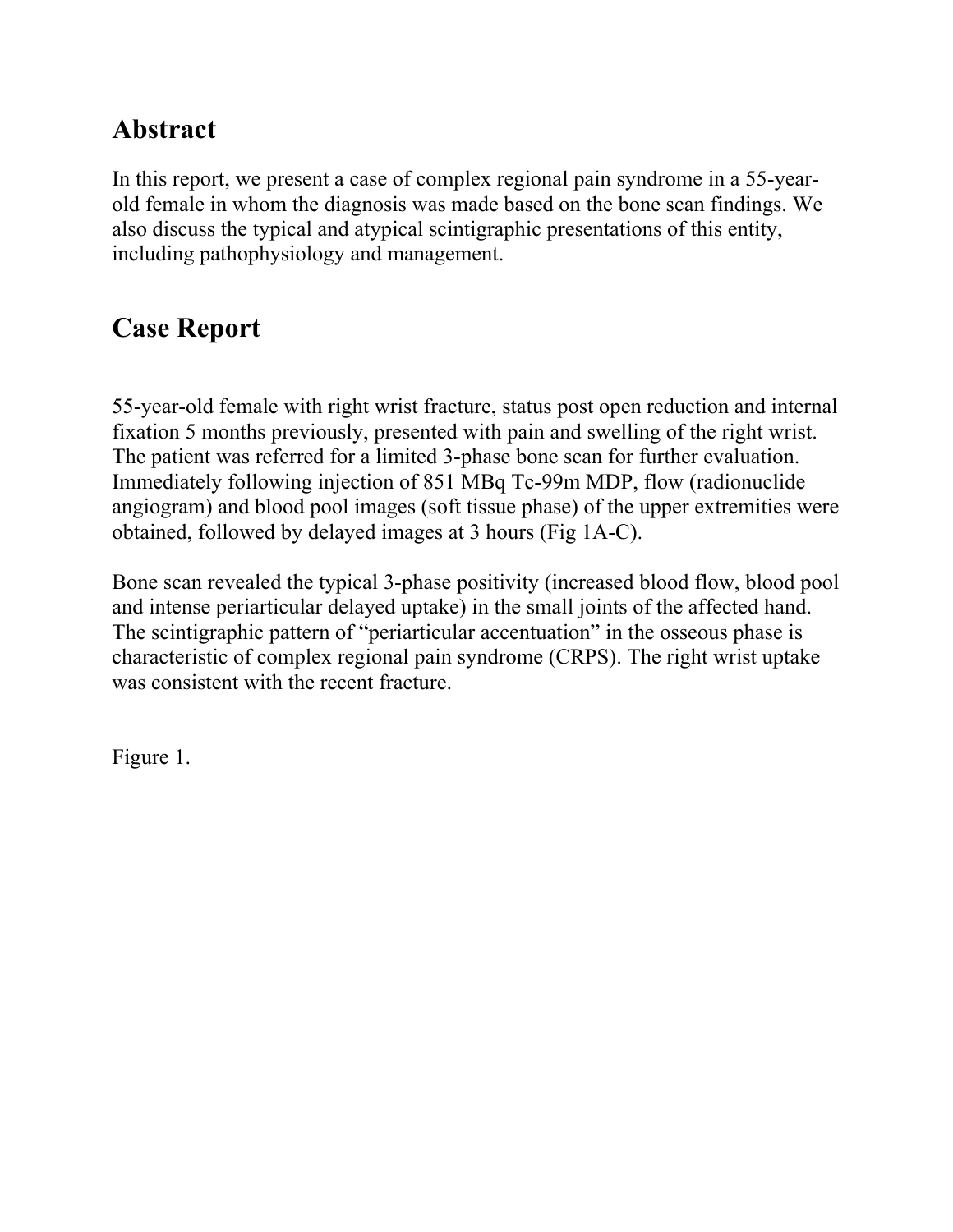## Abstract

In this report, we present a case of complex regional pain syndrome in a 55-year-old female in whom the diagnosis was made based on the bone scan findings. We also discuss the typical and atypical scintigraphic presentations of this entity, including pathophysiology and management.

## Case Report

55-year-old female with right wrist fracture, status post open reduction and internal fixation 5 months previously, presented with pain and swelling of the right wrist. The patient was referred for a limited 3-phase bone scan for further evaluation. Immediately following injection of 851 MBq Tc-99m MDP, flow (radionuclide angiogram) and blood pool images (soft tissue phase) of the upper extremities were obtained, followed by delayed images at 3 hours (Fig 1A-C).

Bone scan revealed the typical 3-phase positivity (increased blood flow, blood pool and intense periarticular delayed uptake) in the small joints of the affected hand. The scintigraphic pattern of "periarticular accentuation" in the osseous phase is characteristic of complex regional pain syndrome (CRPS). The right wrist uptake was consistent with the recent fracture.

Figure 1.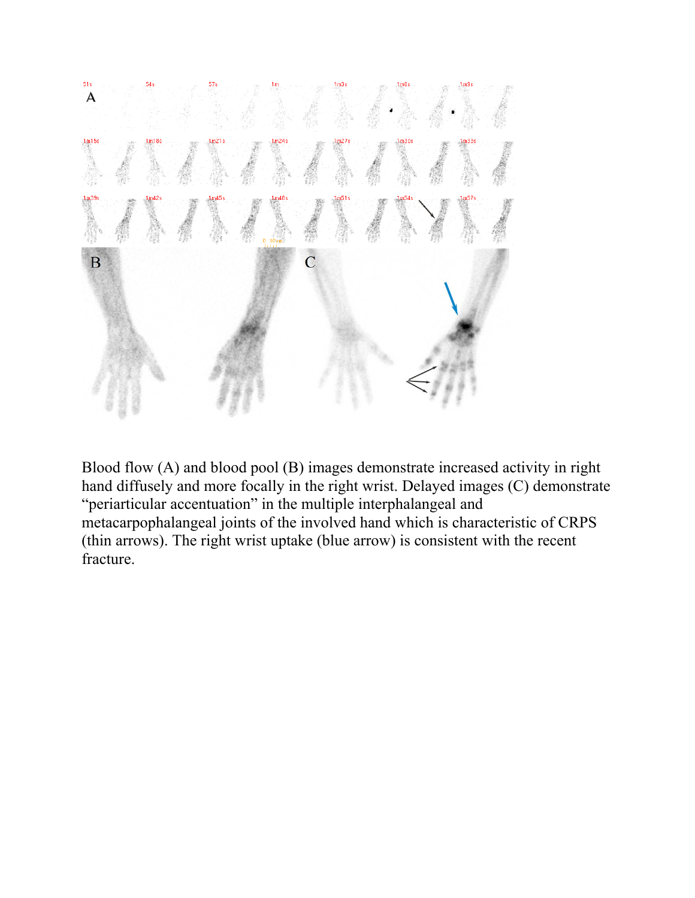Blood flow (A) and blood pool (B) images demonstrate increased activity in right hand diffusely and more focally in the right wrist. Delayed images (C) demonstrate "periarticular accentuation" in the multiple interphalangeal and metacarpophalangeal joints of the involved hand which is characteristic of CRPS (thin arrows). The right wrist uptake (blue arrow) is consistent with the recent fracture.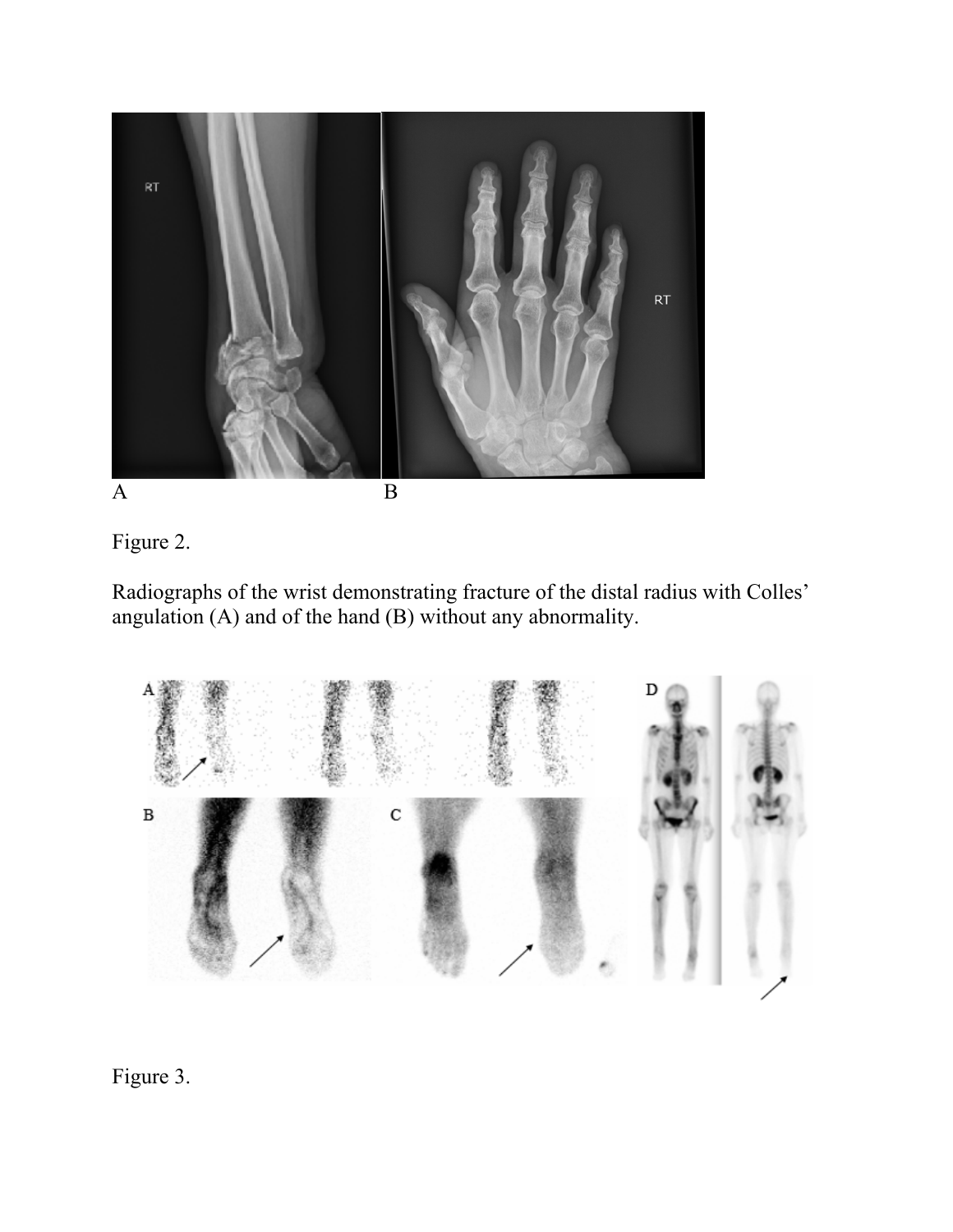Figure 2.

Radiographs of the wrist demonstrating fracture of the distal radius with Colles' angulation (A) and of the hand (B) without any abnormality.

Figure 3.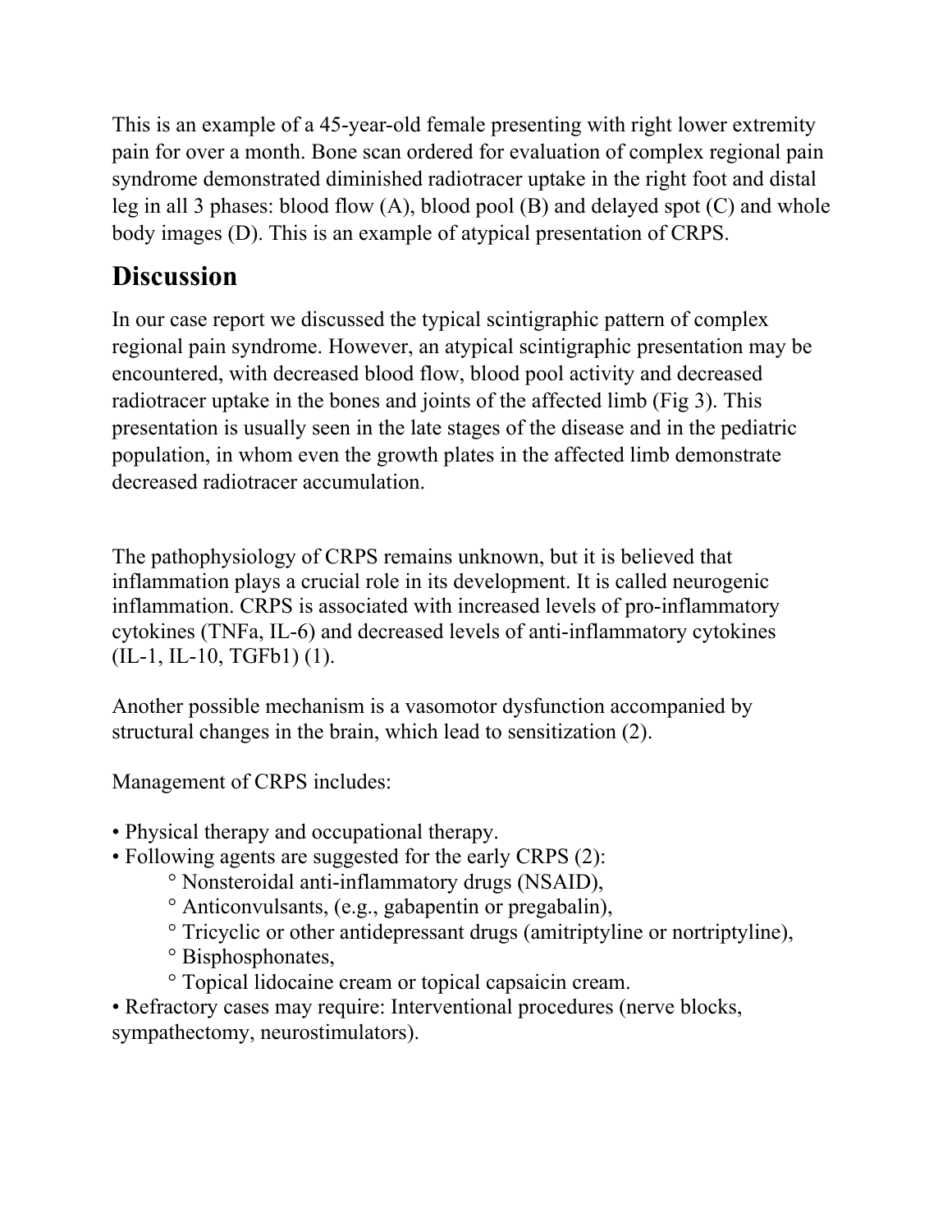This is an example of a 45-year-old female presenting with right lower extremity pain for over a month. Bone scan ordered for evaluation of complex regional pain syndrome demonstrated diminished radiotracer uptake in the right foot and distal leg in all 3 phases: blood flow (A), blood pool (B) and delayed spot (C) and whole body images (D). This is an example of atypical presentation of CRPS.

## Discussion

In our case report we discussed the typical scintigraphic pattern of complex regional pain syndrome. However, an atypical scintigraphic presentation may be encountered, with decreased blood flow, blood pool activity and decreased radiotracer uptake in the bones and joints of the affected limb (Fig 3). This presentation is usually seen in the late stages of the disease and in the pediatric population, in whom even the growth plates in the affected limb demonstrate decreased radiotracer accumulation.

The pathophysiology of CRPS remains unknown, but it is believed that inflammation plays a crucial role in its development. It is called neurogenic inflammation. CRPS is associated with increased levels of pro-inflammatory cytokines (TNFa, IL-6) and decreased levels of anti-inflammatory cytokines (IL-1, IL-10, TGFb1) (1).

Another possible mechanism is a vasomotor dysfunction accompanied by structural changes in the brain, which lead to sensitization (2).

Management of CRPS includes:

- Physical therapy and occupational therapy.
- Following agents are suggested for the early CRPS (2):
  - Nonsteroidal anti-inflammatory drugs (NSAID),
  - Anticonvulsants, (e.g., gabapentin or pregabalin),
  - Tricyclic or other antidepressant drugs (amitriptyline or nortriptyline),
  - Bisphosphonates,
  - Topical lidocaine cream or topical capsaicin cream.
- Refractory cases may require: Interventional procedures (nerve blocks, sympathectomy, neurostimulators).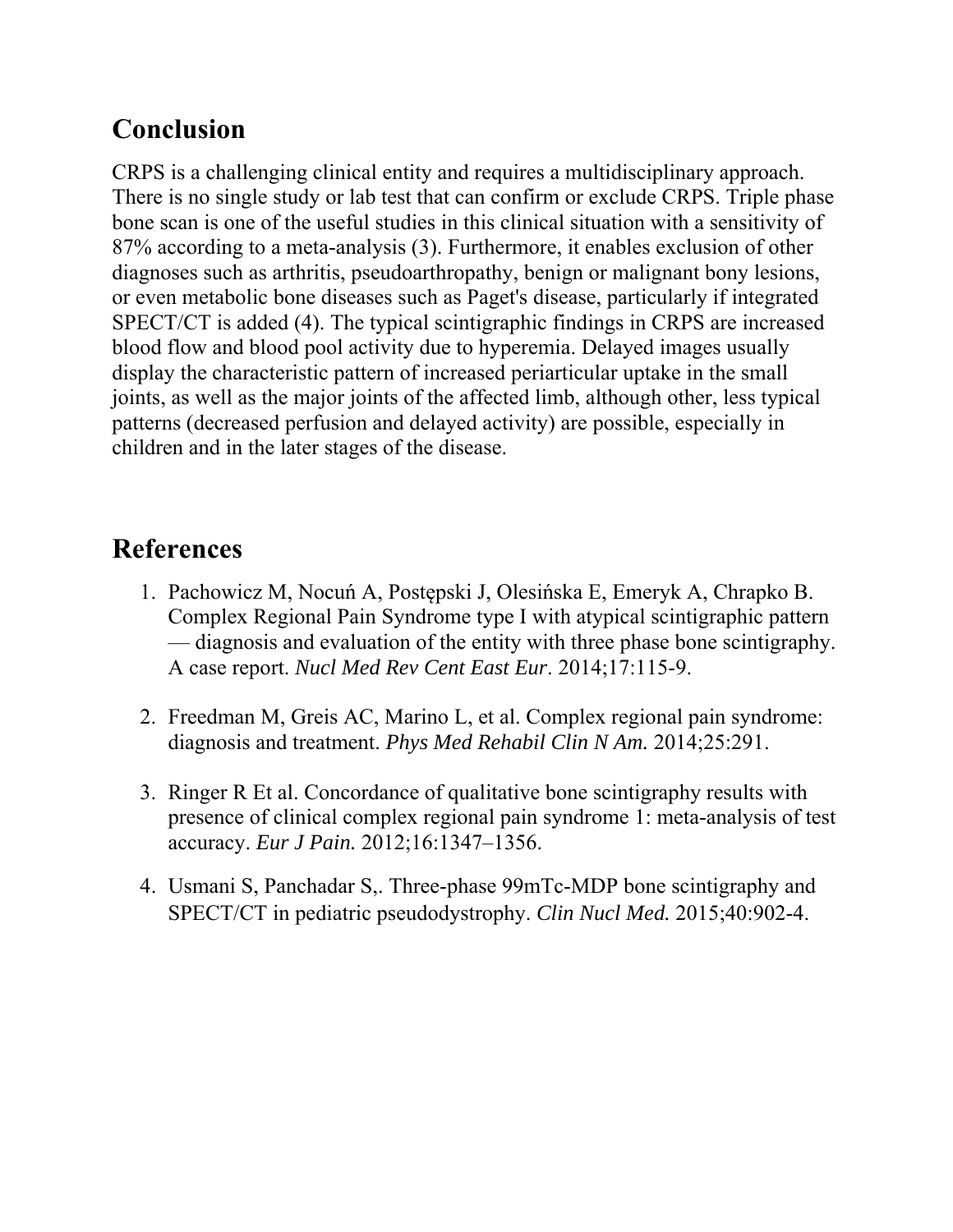## Conclusion

CRPS is a challenging clinical entity and requires a multidisciplinary approach. There is no single study or lab test that can confirm or exclude CRPS. Triple phase bone scan is one of the useful studies in this clinical situation with a sensitivity of 87% according to a meta-analysis (3). Furthermore, it enables exclusion of other diagnoses such as arthritis, pseudoarthropathy, benign or malignant bony lesions, or even metabolic bone diseases such as Paget's disease, particularly if integrated SPECT/CT is added (4). The typical scintigraphic findings in CRPS are increased blood flow and blood pool activity due to hyperemia. Delayed images usually display the characteristic pattern of increased periarticular uptake in the small joints, as well as the major joints of the affected limb, although other, less typical patterns (decreased perfusion and delayed activity) are possible, especially in children and in the later stages of the disease.

## References

1. Pachowicz M, Nocuń A, Postępski J, Olesińska E, Emeryk A, Chrapko B. Complex Regional Pain Syndrome type I with atypical scintigraphic pattern — diagnosis and evaluation of the entity with three phase bone scintigraphy. A case report. *Nucl Med Rev Cent East Eur*. 2014;17:115-9.

2. Freedman M, Greis AC, Marino L, et al. Complex regional pain syndrome: diagnosis and treatment. *Phys Med Rehabil Clin N Am.* 2014;25:291.

3. Ringer R Et al. Concordance of qualitative bone scintigraphy results with presence of clinical complex regional pain syndrome 1: meta-analysis of test accuracy. *Eur J Pain.* 2012;16:1347–1356.

4. Usmani S, Panchadar S,. Three-phase 99mTc-MDP bone scintigraphy and SPECT/CT in pediatric pseudodystrophy. *Clin Nucl Med.* 2015;40:902-4.